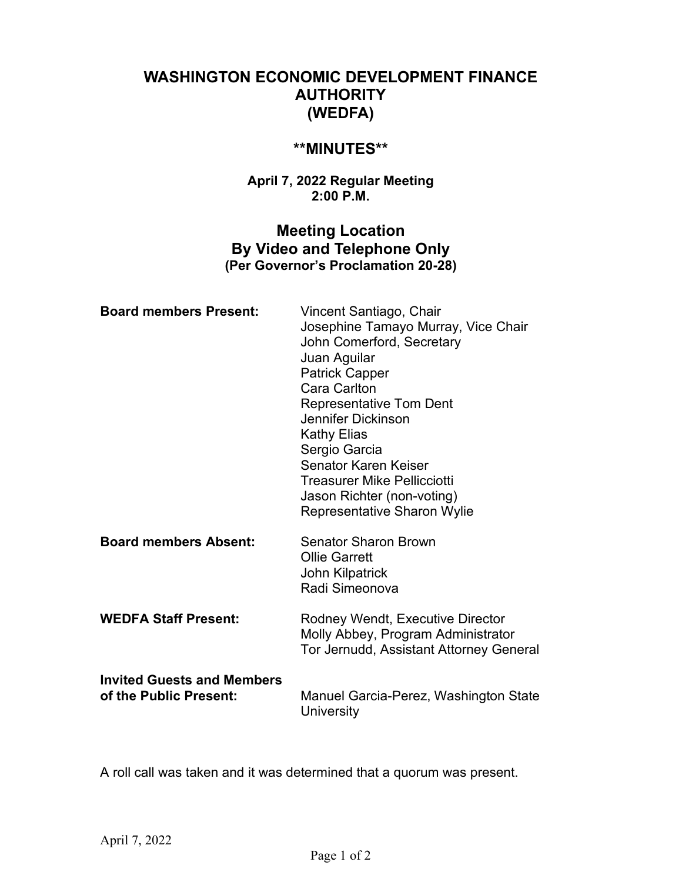# WASHINGTON ECONOMIC DEVELOPMENT FINANCE AUTHORITY (WEDFA)

## **MINUTES**

**April 7, 2022 Regular Meeting**
**2:00 P.M.**

## Meeting Location
## By Video and Telephone Only
**(Per Governor's Proclamation 20-28)**

| | |
|---|---|
| **Board members Present:** | Vincent Santiago, Chair<br>Josephine Tamayo Murray, Vice Chair<br>John Comerford, Secretary<br>Juan Aguilar<br>Patrick Capper<br>Cara Carlton<br>Representative Tom Dent<br>Jennifer Dickinson<br>Kathy Elias<br>Sergio Garcia<br>Senator Karen Keiser<br>Treasurer Mike Pellicciotti<br>Jason Richter (non-voting)<br>Representative Sharon Wylie |
| **Board members Absent:** | Senator Sharon Brown<br>Ollie Garrett<br>John Kilpatrick<br>Radi Simeonova |
| **WEDFA Staff Present:** | Rodney Wendt, Executive Director<br>Molly Abbey, Program Administrator<br>Tor Jernudd, Assistant Attorney General |
| **Invited Guests and Members of the Public Present:** | Manuel Garcia-Perez, Washington State University |

A roll call was taken and it was determined that a quorum was present.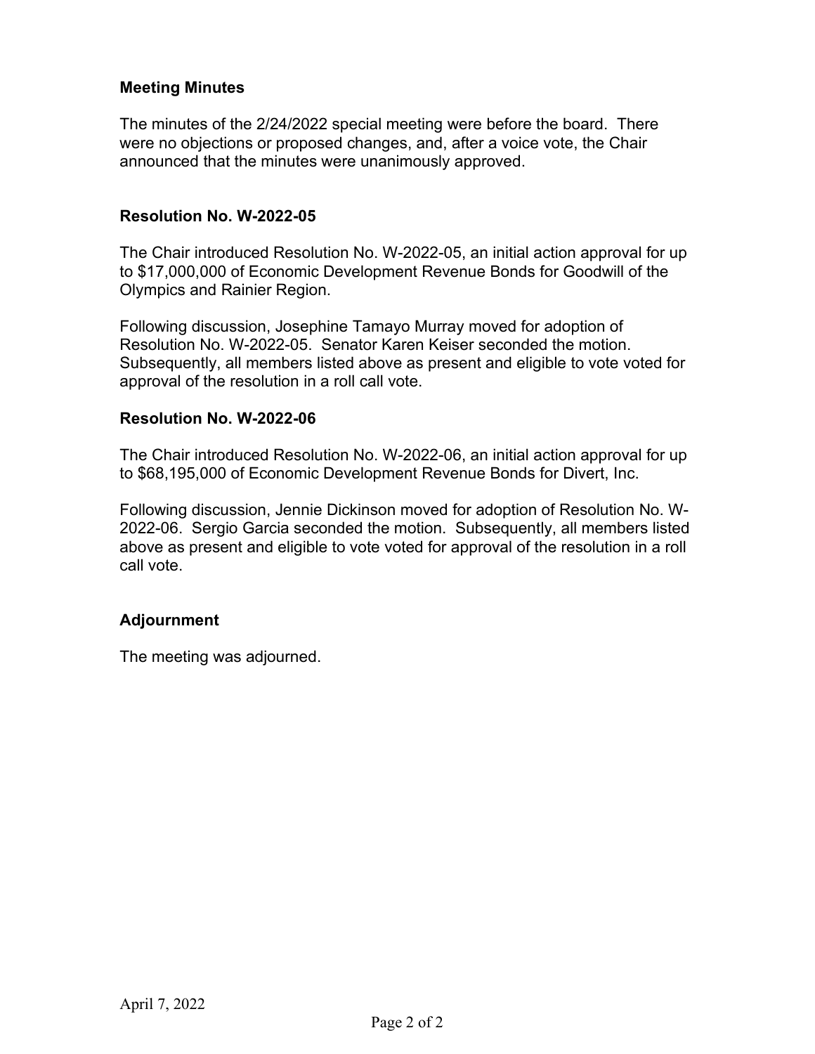## Meeting Minutes

The minutes of the 2/24/2022 special meeting were before the board. There were no objections or proposed changes, and, after a voice vote, the Chair announced that the minutes were unanimously approved.

## Resolution No. W-2022-05

The Chair introduced Resolution No. W-2022-05, an initial action approval for up to $17,000,000 of Economic Development Revenue Bonds for Goodwill of the Olympics and Rainier Region.

Following discussion, Josephine Tamayo Murray moved for adoption of Resolution No. W-2022-05. Senator Karen Keiser seconded the motion. Subsequently, all members listed above as present and eligible to vote voted for approval of the resolution in a roll call vote.

## Resolution No. W-2022-06

The Chair introduced Resolution No. W-2022-06, an initial action approval for up to $68,195,000 of Economic Development Revenue Bonds for Divert, Inc.

Following discussion, Jennie Dickinson moved for adoption of Resolution No. W-2022-06. Sergio Garcia seconded the motion. Subsequently, all members listed above as present and eligible to vote voted for approval of the resolution in a roll call vote.

## Adjournment

The meeting was adjourned.